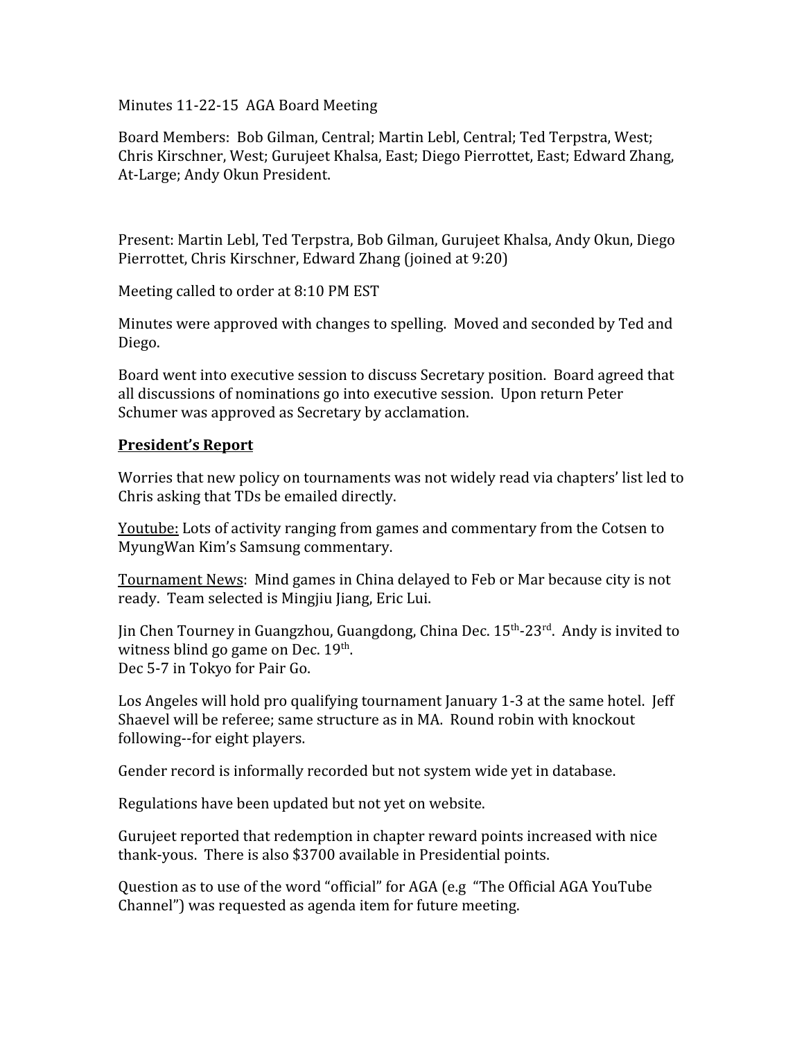Minutes 11-22-15 AGA Board Meeting

Board Members: Bob Gilman, Central; Martin Lebl, Central; Ted Terpstra, West; Chris Kirschner, West; Gurujeet Khalsa, East; Diego Pierrottet, East; Edward Zhang, At-Large; Andy Okun President.

Present: Martin Lebl, Ted Terpstra, Bob Gilman, Gurujeet Khalsa, Andy Okun, Diego Pierrottet, Chris Kirschner, Edward Zhang (joined at 9:20)

Meeting called to order at 8:10 PM EST

Minutes were approved with changes to spelling. Moved and seconded by Ted and Diego.

Board went into executive session to discuss Secretary position. Board agreed that all discussions of nominations go into executive session. Upon return Peter Schumer was approved as Secretary by acclamation.

## President's Report

Worries that new policy on tournaments was not widely read via chapters' list led to Chris asking that TDs be emailed directly.

Youtube: Lots of activity ranging from games and commentary from the Cotsen to MyungWan Kim's Samsung commentary.

Tournament News: Mind games in China delayed to Feb or Mar because city is not ready. Team selected is Mingjiu Jiang, Eric Lui.

Jin Chen Tourney in Guangzhou, Guangdong, China Dec. 15th-23rd. Andy is invited to witness blind go game on Dec. 19th.
Dec 5-7 in Tokyo for Pair Go.

Los Angeles will hold pro qualifying tournament January 1-3 at the same hotel. Jeff Shaevel will be referee; same structure as in MA. Round robin with knockout following--for eight players.

Gender record is informally recorded but not system wide yet in database.

Regulations have been updated but not yet on website.

Gurujeet reported that redemption in chapter reward points increased with nice thank-yous. There is also $3700 available in Presidential points.

Question as to use of the word "official" for AGA (e.g "The Official AGA YouTube Channel") was requested as agenda item for future meeting.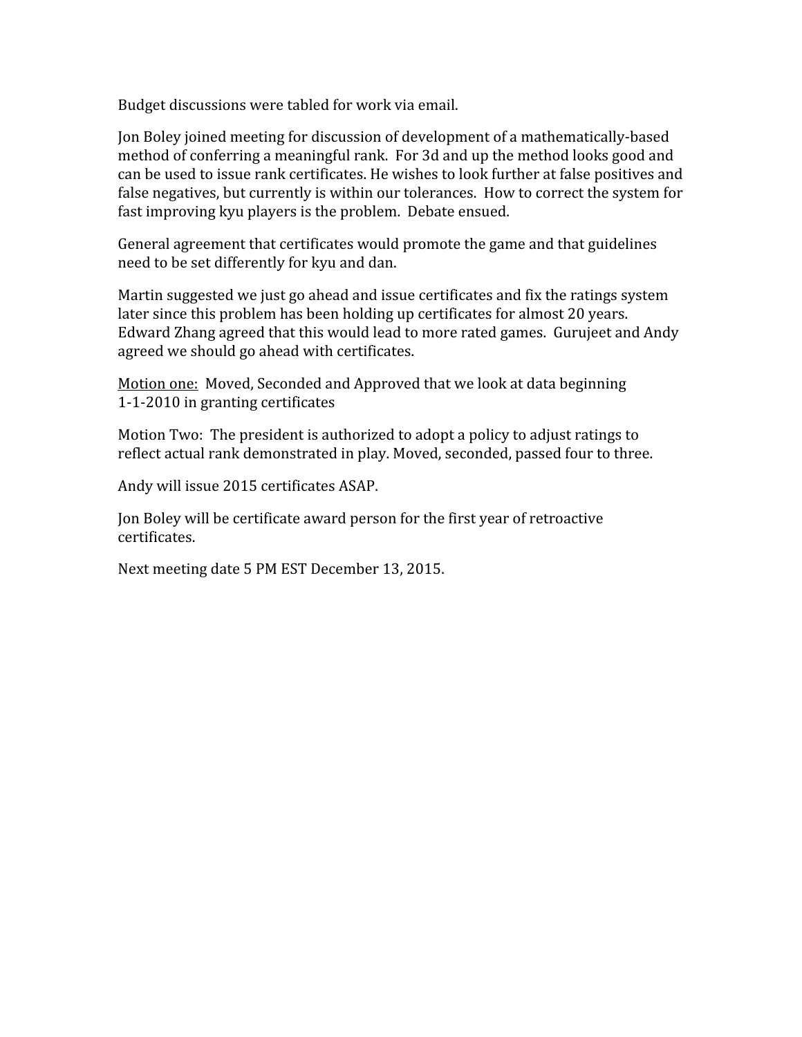Budget discussions were tabled for work via email.

Jon Boley joined meeting for discussion of development of a mathematically-based method of conferring a meaningful rank. For 3d and up the method looks good and can be used to issue rank certificates. He wishes to look further at false positives and false negatives, but currently is within our tolerances. How to correct the system for fast improving kyu players is the problem. Debate ensued.

General agreement that certificates would promote the game and that guidelines need to be set differently for kyu and dan.

Martin suggested we just go ahead and issue certificates and fix the ratings system later since this problem has been holding up certificates for almost 20 years. Edward Zhang agreed that this would lead to more rated games. Gurujeet and Andy agreed we should go ahead with certificates.

<u>Motion one:</u> Moved, Seconded and Approved that we look at data beginning 1-1-2010 in granting certificates

Motion Two: The president is authorized to adopt a policy to adjust ratings to reflect actual rank demonstrated in play. Moved, seconded, passed four to three.

Andy will issue 2015 certificates ASAP.

Jon Boley will be certificate award person for the first year of retroactive certificates.

Next meeting date 5 PM EST December 13, 2015.